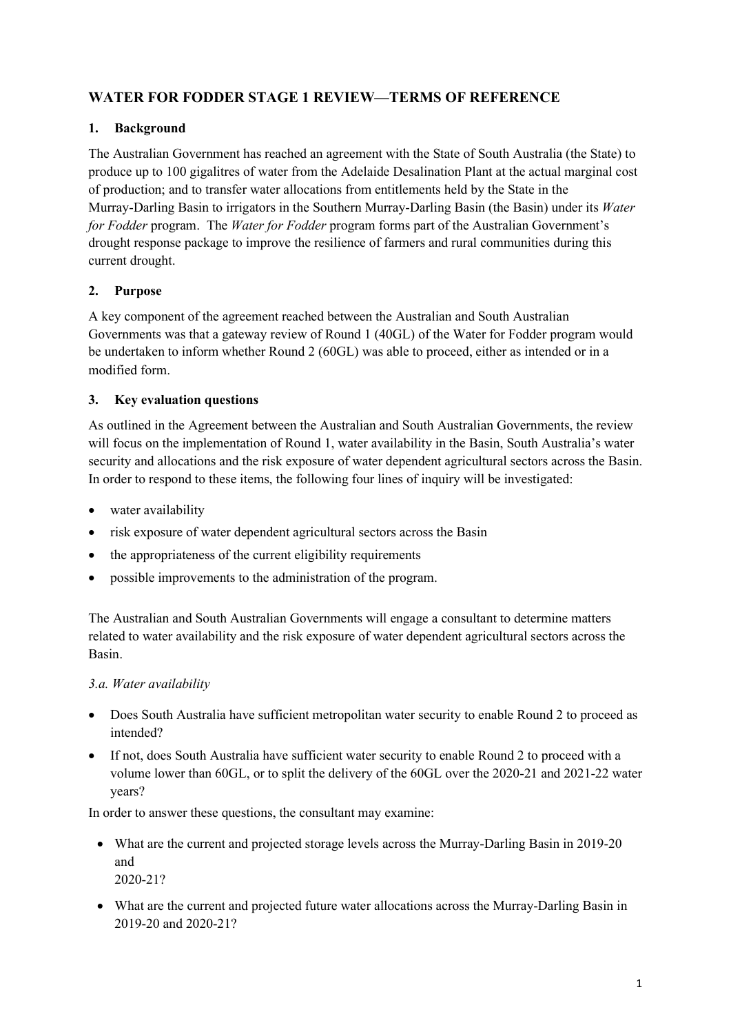# WATER FOR FODDER STAGE 1 REVIEW—TERMS OF REFERENCE

## 1. Background

The Australian Government has reached an agreement with the State of South Australia (the State) to produce up to 100 gigalitres of water from the Adelaide Desalination Plant at the actual marginal cost of production; and to transfer water allocations from entitlements held by the State in the Murray-Darling Basin to irrigators in the Southern Murray-Darling Basin (the Basin) under its *Water for Fodder* program. The *Water for Fodder* program forms part of the Australian Government's drought response package to improve the resilience of farmers and rural communities during this current drought.

## 2. Purpose

A key component of the agreement reached between the Australian and South Australian Governments was that a gateway review of Round 1 (40GL) of the Water for Fodder program would be undertaken to inform whether Round 2 (60GL) was able to proceed, either as intended or in a modified form.

## 3. Key evaluation questions

As outlined in the Agreement between the Australian and South Australian Governments, the review will focus on the implementation of Round 1, water availability in the Basin, South Australia's water security and allocations and the risk exposure of water dependent agricultural sectors across the Basin. In order to respond to these items, the following four lines of inquiry will be investigated:

- water availability
- risk exposure of water dependent agricultural sectors across the Basin
- the appropriateness of the current eligibility requirements
- possible improvements to the administration of the program.

The Australian and South Australian Governments will engage a consultant to determine matters related to water availability and the risk exposure of water dependent agricultural sectors across the Basin.

### *3.a. Water availability*

- Does South Australia have sufficient metropolitan water security to enable Round 2 to proceed as intended?
- If not, does South Australia have sufficient water security to enable Round 2 to proceed with a volume lower than 60GL, or to split the delivery of the 60GL over the 2020-21 and 2021-22 water years?

In order to answer these questions, the consultant may examine:

- What are the current and projected storage levels across the Murray-Darling Basin in 2019-20 and 2020-21?
- What are the current and projected future water allocations across the Murray-Darling Basin in 2019-20 and 2020-21?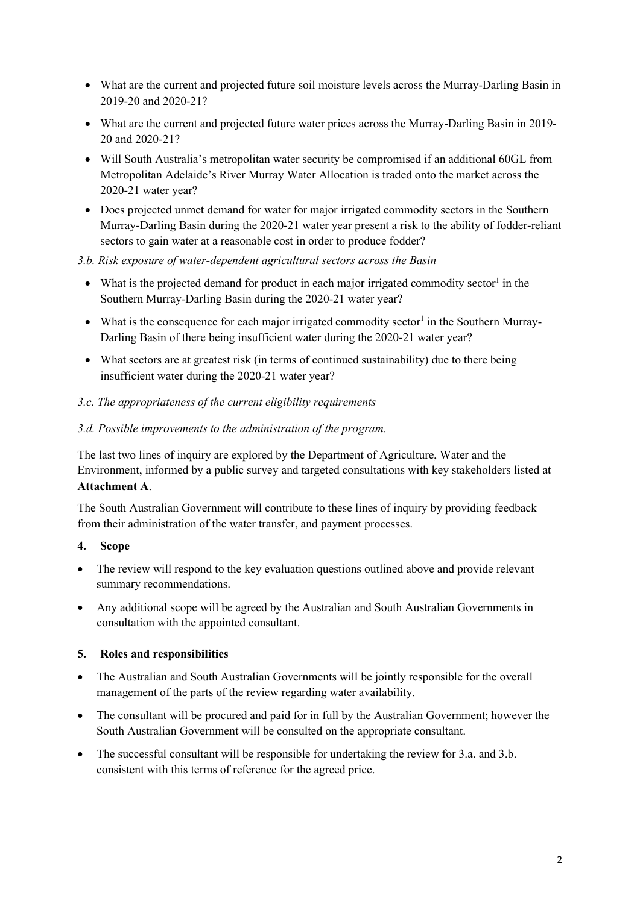- What are the current and projected future soil moisture levels across the Murray-Darling Basin in 2019-20 and 2020-21?
- What are the current and projected future water prices across the Murray-Darling Basin in 2019-20 and 2020-21?
- Will South Australia's metropolitan water security be compromised if an additional 60GL from Metropolitan Adelaide's River Murray Water Allocation is traded onto the market across the 2020-21 water year?
- Does projected unmet demand for water for major irrigated commodity sectors in the Southern Murray-Darling Basin during the 2020-21 water year present a risk to the ability of fodder-reliant sectors to gain water at a reasonable cost in order to produce fodder?

*3.b. Risk exposure of water-dependent agricultural sectors across the Basin*

- What is the projected demand for product in each major irrigated commodity sector[1] in the Southern Murray-Darling Basin during the 2020-21 water year?
- What is the consequence for each major irrigated commodity sector[1] in the Southern Murray-Darling Basin of there being insufficient water during the 2020-21 water year?
- What sectors are at greatest risk (in terms of continued sustainability) due to there being insufficient water during the 2020-21 water year?

*3.c. The appropriateness of the current eligibility requirements*

*3.d. Possible improvements to the administration of the program.*

The last two lines of inquiry are explored by the Department of Agriculture, Water and the Environment, informed by a public survey and targeted consultations with key stakeholders listed at **Attachment A**.

The South Australian Government will contribute to these lines of inquiry by providing feedback from their administration of the water transfer, and payment processes.

## 4. Scope

- The review will respond to the key evaluation questions outlined above and provide relevant summary recommendations.
- Any additional scope will be agreed by the Australian and South Australian Governments in consultation with the appointed consultant.

## 5. Roles and responsibilities

- The Australian and South Australian Governments will be jointly responsible for the overall management of the parts of the review regarding water availability.
- The consultant will be procured and paid for in full by the Australian Government; however the South Australian Government will be consulted on the appropriate consultant.
- The successful consultant will be responsible for undertaking the review for 3.a. and 3.b. consistent with this terms of reference for the agreed price.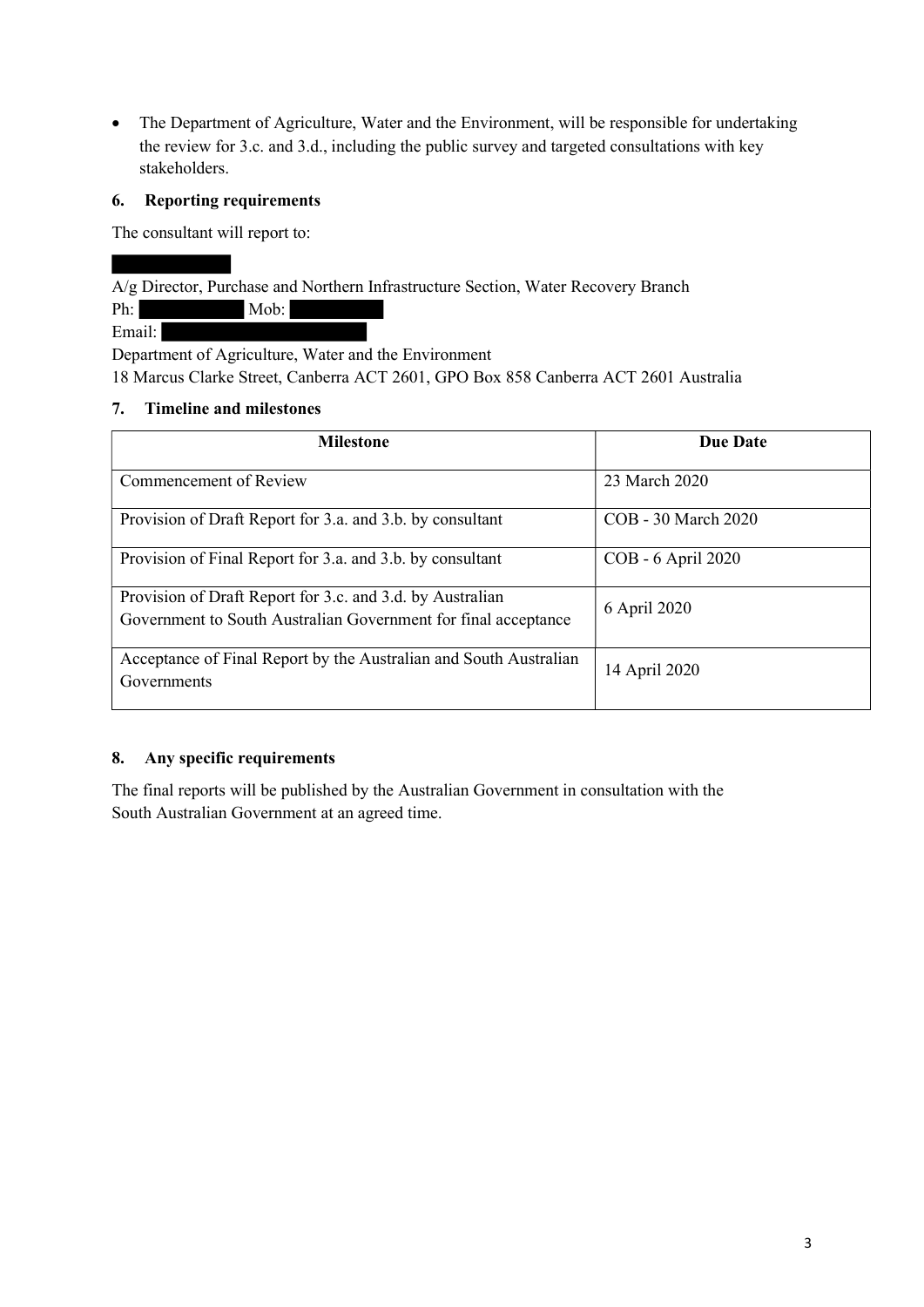- The Department of Agriculture, Water and the Environment, will be responsible for undertaking the review for 3.c. and 3.d., including the public survey and targeted consultations with key stakeholders.

## 6. Reporting requirements

The consultant will report to:

█████████
A/g Director, Purchase and Northern Infrastructure Section, Water Recovery Branch
Ph: █████████ Mob: █████████
Email: █████████
Department of Agriculture, Water and the Environment
18 Marcus Clarke Street, Canberra ACT 2601, GPO Box 858 Canberra ACT 2601 Australia

## 7. Timeline and milestones

| Milestone | Due Date |
|---|---|
| Commencement of Review | 23 March 2020 |
| Provision of Draft Report for 3.a. and 3.b. by consultant | COB - 30 March 2020 |
| Provision of Final Report for 3.a. and 3.b. by consultant | COB - 6 April 2020 |
| Provision of Draft Report for 3.c. and 3.d. by Australian Government to South Australian Government for final acceptance | 6 April 2020 |
| Acceptance of Final Report by the Australian and South Australian Governments | 14 April 2020 |

## 8. Any specific requirements

The final reports will be published by the Australian Government in consultation with the South Australian Government at an agreed time.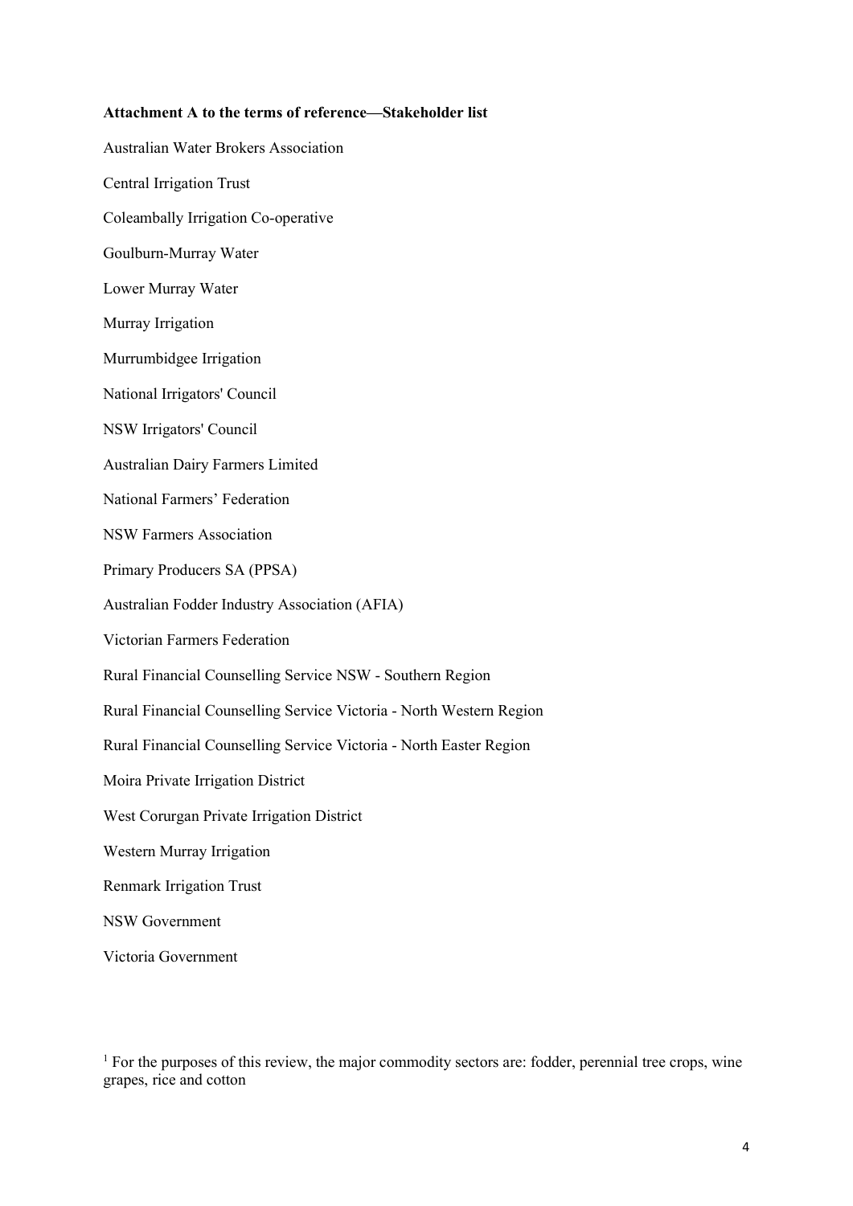**Attachment A to the terms of reference—Stakeholder list**

Australian Water Brokers Association

Central Irrigation Trust

Coleambally Irrigation Co-operative

Goulburn-Murray Water

Lower Murray Water

Murray Irrigation

Murrumbidgee Irrigation

National Irrigators' Council

NSW Irrigators' Council

Australian Dairy Farmers Limited

National Farmers' Federation

NSW Farmers Association

Primary Producers SA (PPSA)

Australian Fodder Industry Association (AFIA)

Victorian Farmers Federation

Rural Financial Counselling Service NSW - Southern Region

Rural Financial Counselling Service Victoria - North Western Region

Rural Financial Counselling Service Victoria - North Easter Region

Moira Private Irrigation District

West Corurgan Private Irrigation District

Western Murray Irrigation

Renmark Irrigation Trust

NSW Government

Victoria Government

[1] For the purposes of this review, the major commodity sectors are: fodder, perennial tree crops, wine grapes, rice and cotton